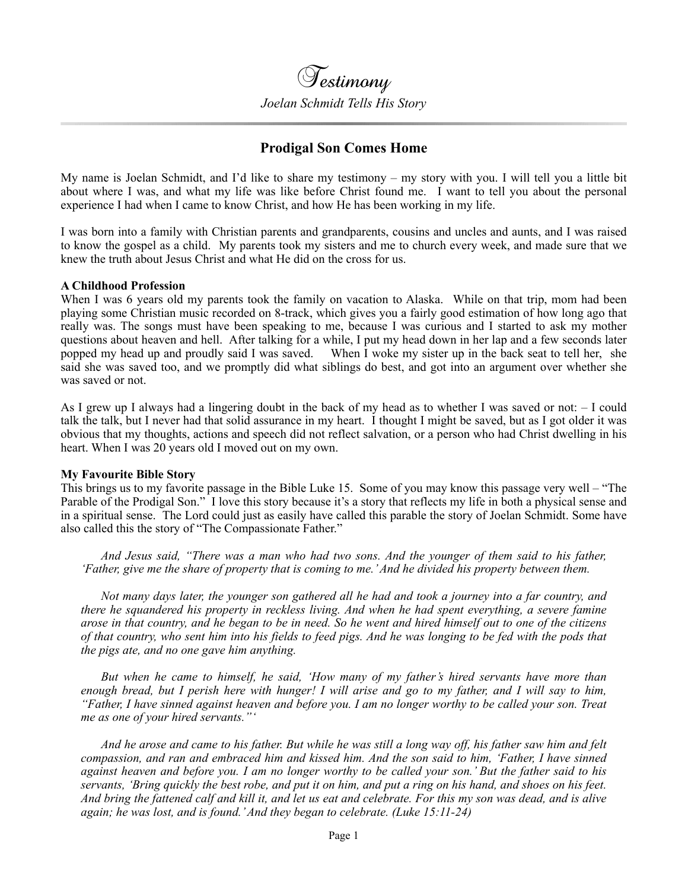# Testimony

*Joelan Schmidt Tells His Story*

---

## Prodigal Son Comes Home

My name is Joelan Schmidt, and I'd like to share my testimony – my story with you. I will tell you a little bit about where I was, and what my life was like before Christ found me. I want to tell you about the personal experience I had when I came to know Christ, and how He has been working in my life.

I was born into a family with Christian parents and grandparents, cousins and uncles and aunts, and I was raised to know the gospel as a child. My parents took my sisters and me to church every week, and made sure that we knew the truth about Jesus Christ and what He did on the cross for us.

**A Childhood Profession**

When I was 6 years old my parents took the family on vacation to Alaska. While on that trip, mom had been playing some Christian music recorded on 8-track, which gives you a fairly good estimation of how long ago that really was. The songs must have been speaking to me, because I was curious and I started to ask my mother questions about heaven and hell. After talking for a while, I put my head down in her lap and a few seconds later popped my head up and proudly said I was saved. When I woke my sister up in the back seat to tell her, she said she was saved too, and we promptly did what siblings do best, and got into an argument over whether she was saved or not.

As I grew up I always had a lingering doubt in the back of my head as to whether I was saved or not: – I could talk the talk, but I never had that solid assurance in my heart. I thought I might be saved, but as I got older it was obvious that my thoughts, actions and speech did not reflect salvation, or a person who had Christ dwelling in his heart. When I was 20 years old I moved out on my own.

**My Favourite Bible Story**

This brings us to my favorite passage in the Bible Luke 15. Some of you may know this passage very well – "The Parable of the Prodigal Son." I love this story because it's a story that reflects my life in both a physical sense and in a spiritual sense. The Lord could just as easily have called this parable the story of Joelan Schmidt. Some have also called this the story of "The Compassionate Father."

> *And Jesus said, "There was a man who had two sons. And the younger of them said to his father, 'Father, give me the share of property that is coming to me.' And he divided his property between them.*
>
> *Not many days later, the younger son gathered all he had and took a journey into a far country, and there he squandered his property in reckless living. And when he had spent everything, a severe famine arose in that country, and he began to be in need. So he went and hired himself out to one of the citizens of that country, who sent him into his fields to feed pigs. And he was longing to be fed with the pods that the pigs ate, and no one gave him anything.*
>
> *But when he came to himself, he said, 'How many of my father's hired servants have more than enough bread, but I perish here with hunger! I will arise and go to my father, and I will say to him, "Father, I have sinned against heaven and before you. I am no longer worthy to be called your son. Treat me as one of your hired servants."'*
>
> *And he arose and came to his father. But while he was still a long way off, his father saw him and felt compassion, and ran and embraced him and kissed him. And the son said to him, 'Father, I have sinned against heaven and before you. I am no longer worthy to be called your son.' But the father said to his servants, 'Bring quickly the best robe, and put it on him, and put a ring on his hand, and shoes on his feet. And bring the fattened calf and kill it, and let us eat and celebrate. For this my son was dead, and is alive again; he was lost, and is found.' And they began to celebrate. (Luke 15:11-24)*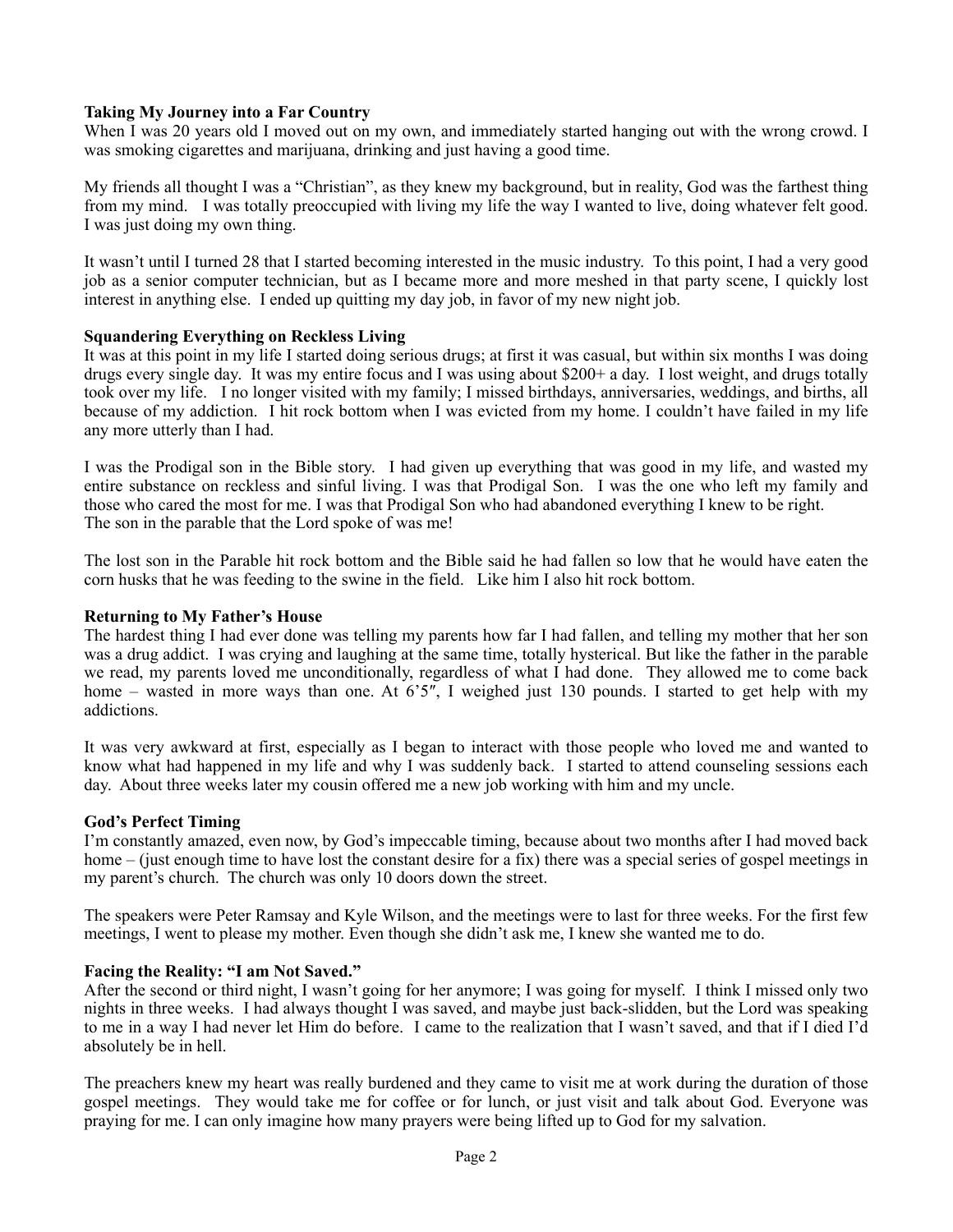**Taking My Journey into a Far Country**

When I was 20 years old I moved out on my own, and immediately started hanging out with the wrong crowd. I was smoking cigarettes and marijuana, drinking and just having a good time.

My friends all thought I was a "Christian", as they knew my background, but in reality, God was the farthest thing from my mind. I was totally preoccupied with living my life the way I wanted to live, doing whatever felt good. I was just doing my own thing.

It wasn't until I turned 28 that I started becoming interested in the music industry. To this point, I had a very good job as a senior computer technician, but as I became more and more meshed in that party scene, I quickly lost interest in anything else. I ended up quitting my day job, in favor of my new night job.

**Squandering Everything on Reckless Living**

It was at this point in my life I started doing serious drugs; at first it was casual, but within six months I was doing drugs every single day. It was my entire focus and I was using about $200+ a day. I lost weight, and drugs totally took over my life. I no longer visited with my family; I missed birthdays, anniversaries, weddings, and births, all because of my addiction. I hit rock bottom when I was evicted from my home. I couldn't have failed in my life any more utterly than I had.

I was the Prodigal son in the Bible story. I had given up everything that was good in my life, and wasted my entire substance on reckless and sinful living. I was that Prodigal Son. I was the one who left my family and those who cared the most for me. I was that Prodigal Son who had abandoned everything I knew to be right.
The son in the parable that the Lord spoke of was me!

The lost son in the Parable hit rock bottom and the Bible said he had fallen so low that he would have eaten the corn husks that he was feeding to the swine in the field. Like him I also hit rock bottom.

**Returning to My Father's House**

The hardest thing I had ever done was telling my parents how far I had fallen, and telling my mother that her son was a drug addict. I was crying and laughing at the same time, totally hysterical. But like the father in the parable we read, my parents loved me unconditionally, regardless of what I had done. They allowed me to come back home – wasted in more ways than one. At 6'5″, I weighed just 130 pounds. I started to get help with my addictions.

It was very awkward at first, especially as I began to interact with those people who loved me and wanted to know what had happened in my life and why I was suddenly back. I started to attend counseling sessions each day. About three weeks later my cousin offered me a new job working with him and my uncle.

**God's Perfect Timing**

I'm constantly amazed, even now, by God's impeccable timing, because about two months after I had moved back home – (just enough time to have lost the constant desire for a fix) there was a special series of gospel meetings in my parent's church. The church was only 10 doors down the street.

The speakers were Peter Ramsay and Kyle Wilson, and the meetings were to last for three weeks. For the first few meetings, I went to please my mother. Even though she didn't ask me, I knew she wanted me to do.

**Facing the Reality: "I am Not Saved."**

After the second or third night, I wasn't going for her anymore; I was going for myself. I think I missed only two nights in three weeks. I had always thought I was saved, and maybe just back-slidden, but the Lord was speaking to me in a way I had never let Him do before. I came to the realization that I wasn't saved, and that if I died I'd absolutely be in hell.

The preachers knew my heart was really burdened and they came to visit me at work during the duration of those gospel meetings. They would take me for coffee or for lunch, or just visit and talk about God. Everyone was praying for me. I can only imagine how many prayers were being lifted up to God for my salvation.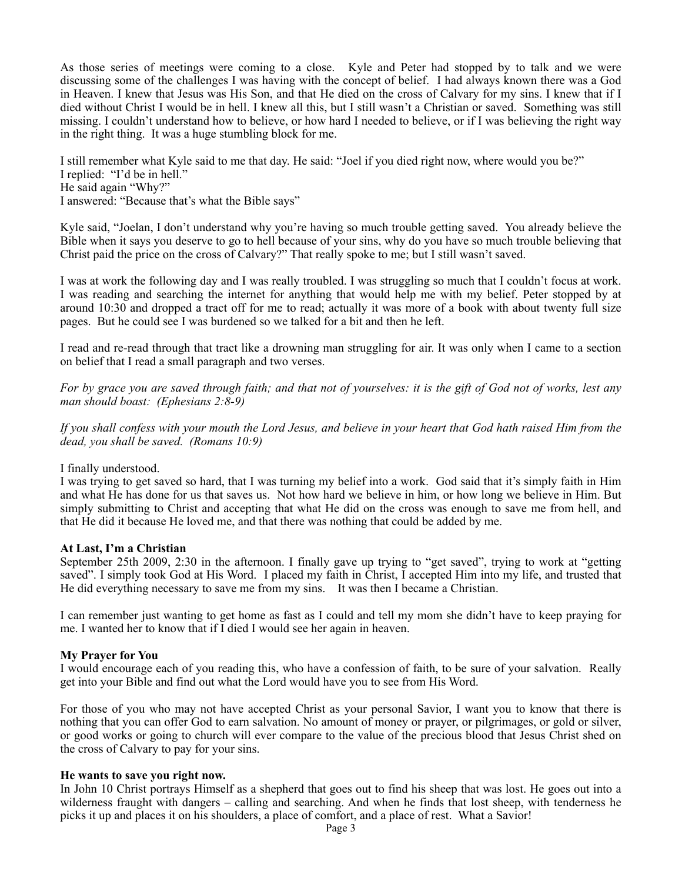As those series of meetings were coming to a close. Kyle and Peter had stopped by to talk and we were discussing some of the challenges I was having with the concept of belief. I had always known there was a God in Heaven. I knew that Jesus was His Son, and that He died on the cross of Calvary for my sins. I knew that if I died without Christ I would be in hell. I knew all this, but I still wasn't a Christian or saved. Something was still missing. I couldn't understand how to believe, or how hard I needed to believe, or if I was believing the right way in the right thing. It was a huge stumbling block for me.

I still remember what Kyle said to me that day. He said: "Joel if you died right now, where would you be?"
I replied: "I'd be in hell."
He said again "Why?"
I answered: "Because that's what the Bible says"

Kyle said, "Joelan, I don't understand why you're having so much trouble getting saved. You already believe the Bible when it says you deserve to go to hell because of your sins, why do you have so much trouble believing that Christ paid the price on the cross of Calvary?" That really spoke to me; but I still wasn't saved.

I was at work the following day and I was really troubled. I was struggling so much that I couldn't focus at work. I was reading and searching the internet for anything that would help me with my belief. Peter stopped by at around 10:30 and dropped a tract off for me to read; actually it was more of a book with about twenty full size pages. But he could see I was burdened so we talked for a bit and then he left.

I read and re-read through that tract like a drowning man struggling for air. It was only when I came to a section on belief that I read a small paragraph and two verses.

*For by grace you are saved through faith; and that not of yourselves: it is the gift of God not of works, lest any man should boast: (Ephesians 2:8-9)*

*If you shall confess with your mouth the Lord Jesus, and believe in your heart that God hath raised Him from the dead, you shall be saved. (Romans 10:9)*

I finally understood.
I was trying to get saved so hard, that I was turning my belief into a work. God said that it's simply faith in Him and what He has done for us that saves us. Not how hard we believe in him, or how long we believe in Him. But simply submitting to Christ and accepting that what He did on the cross was enough to save me from hell, and that He did it because He loved me, and that there was nothing that could be added by me.

**At Last, I'm a Christian**
September 25th 2009, 2:30 in the afternoon. I finally gave up trying to "get saved", trying to work at "getting saved". I simply took God at His Word. I placed my faith in Christ, I accepted Him into my life, and trusted that He did everything necessary to save me from my sins. It was then I became a Christian.

I can remember just wanting to get home as fast as I could and tell my mom she didn't have to keep praying for me. I wanted her to know that if I died I would see her again in heaven.

**My Prayer for You**
I would encourage each of you reading this, who have a confession of faith, to be sure of your salvation. Really get into your Bible and find out what the Lord would have you to see from His Word.

For those of you who may not have accepted Christ as your personal Savior, I want you to know that there is nothing that you can offer God to earn salvation. No amount of money or prayer, or pilgrimages, or gold or silver, or good works or going to church will ever compare to the value of the precious blood that Jesus Christ shed on the cross of Calvary to pay for your sins.

**He wants to save you right now.**
In John 10 Christ portrays Himself as a shepherd that goes out to find his sheep that was lost. He goes out into a wilderness fraught with dangers – calling and searching. And when he finds that lost sheep, with tenderness he picks it up and places it on his shoulders, a place of comfort, and a place of rest. What a Savior!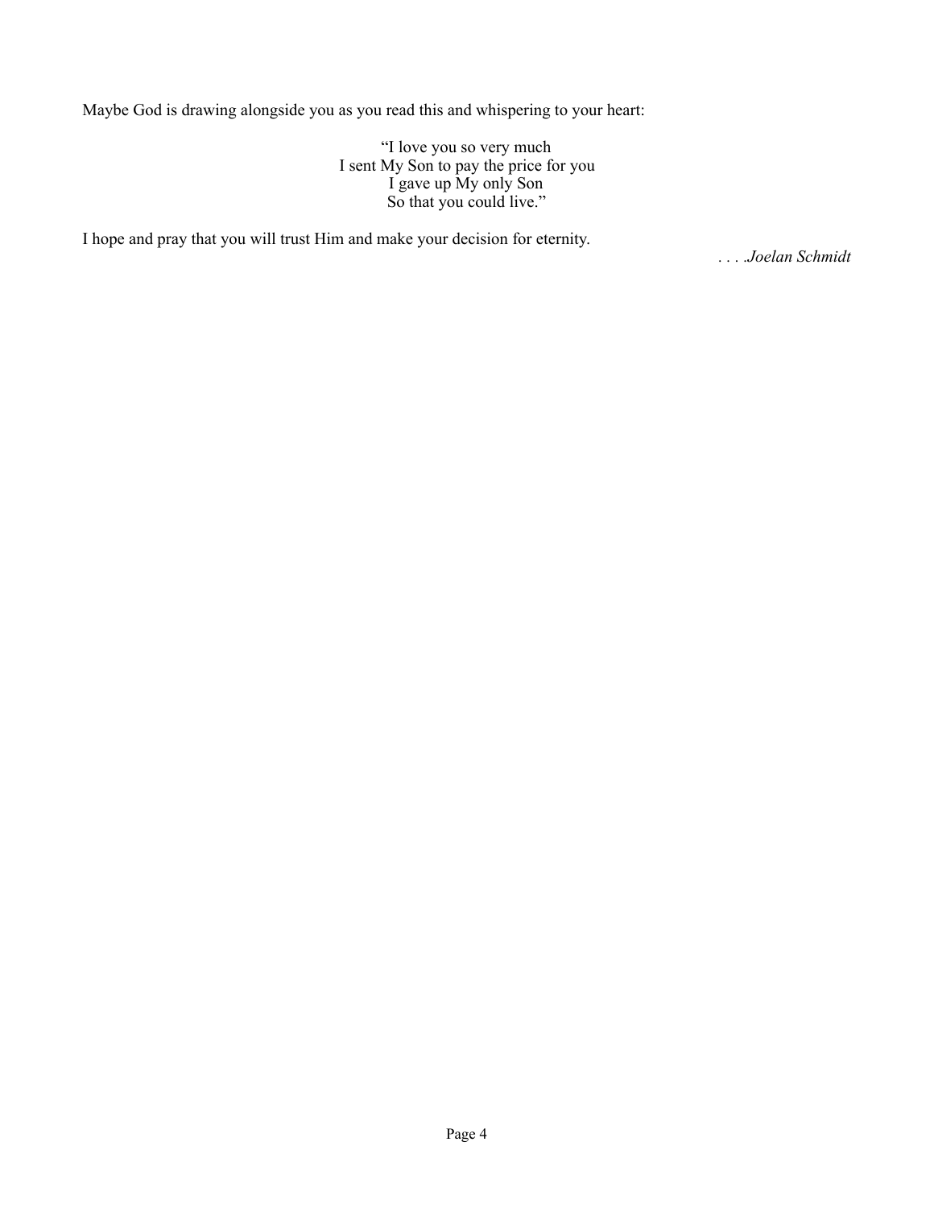Maybe God is drawing alongside you as you read this and whispering to your heart:

“I love you so very much  
I sent My Son to pay the price for you  
I gave up My only Son  
So that you could live.”

I hope and pray that you will trust Him and make your decision for eternity.

. . . .*Joelan Schmidt*